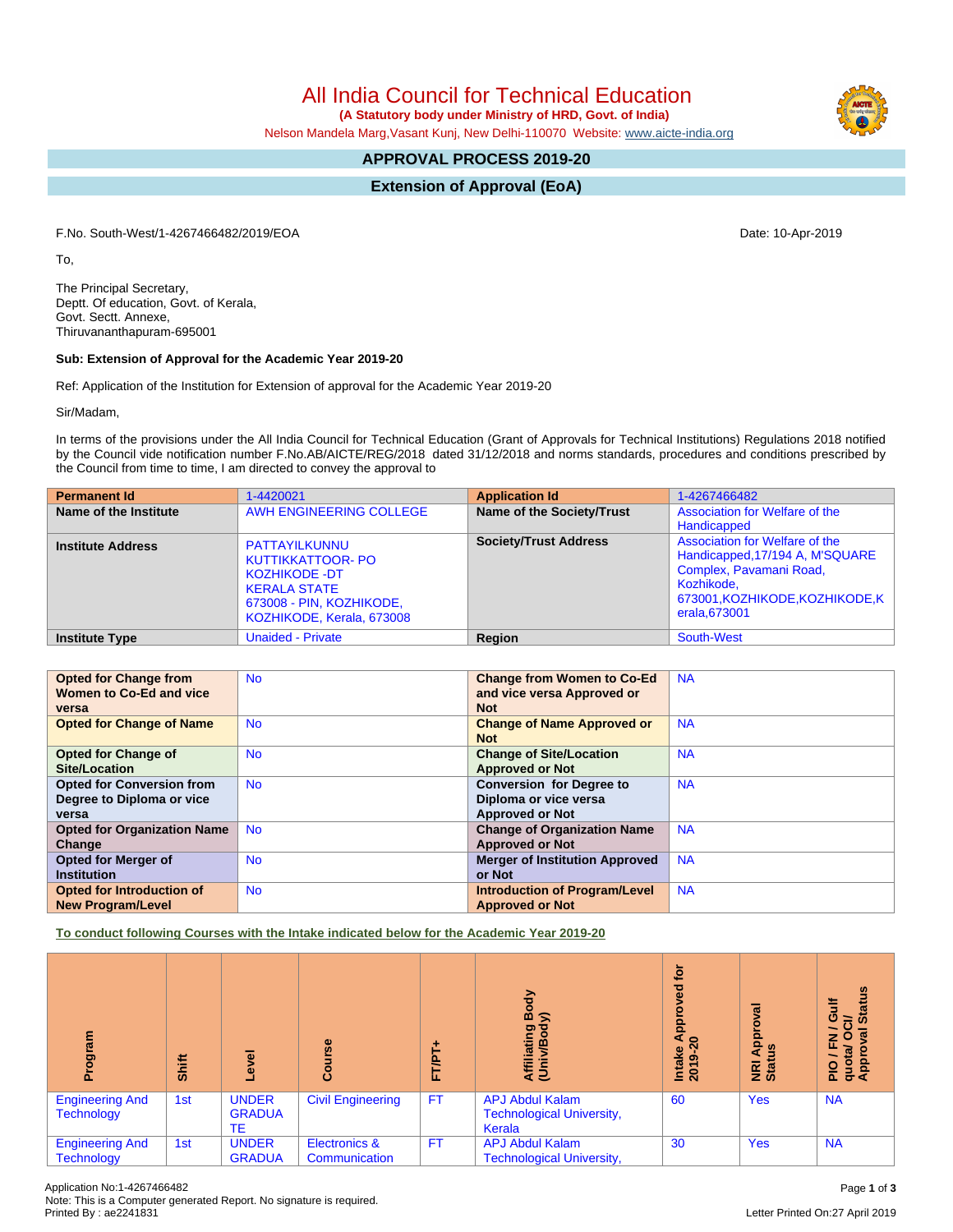# All India Council for Technical Education

**(A Statutory body under Ministry of HRD, Govt. of India)**

Nelson Mandela Marg,Vasant Kunj, New Delhi-110070 Website: www.aicte-india.org

## APPROVAL PROCESS 2019-20

## Extension of Approval (EoA)

F.No. South-West/1-4267466482/2019/EOA

Date: 10-Apr-2019

To,

The Principal Secretary,
Deptt. Of education, Govt. of Kerala,
Govt. Sectt. Annexe,
Thiruvananthapuram-695001

**Sub: Extension of Approval for the Academic Year 2019-20**

Ref: Application of the Institution for Extension of approval for the Academic Year 2019-20

Sir/Madam,

In terms of the provisions under the All India Council for Technical Education (Grant of Approvals for Technical Institutions) Regulations 2018 notified by the Council vide notification number F.No.AB/AICTE/REG/2018 dated 31/12/2018 and norms standards, procedures and conditions prescribed by the Council from time to time, I am directed to convey the approval to

| **Permanent Id** | 1-4420021 | **Application Id** | 1-4267466482 |
|---|---|---|---|
| **Name of the Institute** | AWH ENGINEERING COLLEGE | **Name of the Society/Trust** | Association for Welfare of the Handicapped |
| **Institute Address** | PATTAYILKUNNU KUTTIKKATTOOR- PO KOZHIKODE -DT KERALA STATE 673008 - PIN, KOZHIKODE, KOZHIKODE, Kerala, 673008 | **Society/Trust Address** | Association for Welfare of the Handicapped,17/194 A, M'SQUARE Complex, Pavamani Road, Kozhikode, 673001,KOZHIKODE,KOZHIKODE,Kerala,673001 |
| **Institute Type** | Unaided - Private | **Region** | South-West |

| **Opted for Change from Women to Co-Ed and vice versa** | No | **Change from Women to Co-Ed and vice versa Approved or Not** | NA |
|---|---|---|---|
| **Opted for Change of Name** | No | **Change of Name Approved or Not** | NA |
| **Opted for Change of Site/Location** | No | **Change of Site/Location Approved or Not** | NA |
| **Opted for Conversion from Degree to Diploma or vice versa** | No | **Conversion for Degree to Diploma or vice versa Approved or Not** | NA |
| **Opted for Organization Name Change** | No | **Change of Organization Name Approved or Not** | NA |
| **Opted for Merger of Institution** | No | **Merger of Institution Approved or Not** | NA |
| **Opted for Introduction of New Program/Level** | No | **Introduction of Program/Level Approved or Not** | NA |

**To conduct following Courses with the Intake indicated below for the Academic Year 2019-20**

| Program | Shift | Level | Course | FT/PT+ | Affiliating Body (Univ/Body) | Intake Approved for 2019-20 | NRI Approval Status | PIO / FN / Gulf quota/ OCI/ Approval Status |
|---|---|---|---|---|---|---|---|---|
| Engineering And Technology | 1st | UNDER GRADUATE | Civil Engineering | FT | APJ Abdul Kalam Technological University, Kerala | 60 | Yes | NA |
| Engineering And Technology | 1st | UNDER GRADUA | Electronics & Communication | FT | APJ Abdul Kalam Technological University, | 30 | Yes | NA |

Application No:1-4267466482
Note: This is a Computer generated Report. No signature is required.
Printed By : ae2241831

Letter Printed On:27 April 2019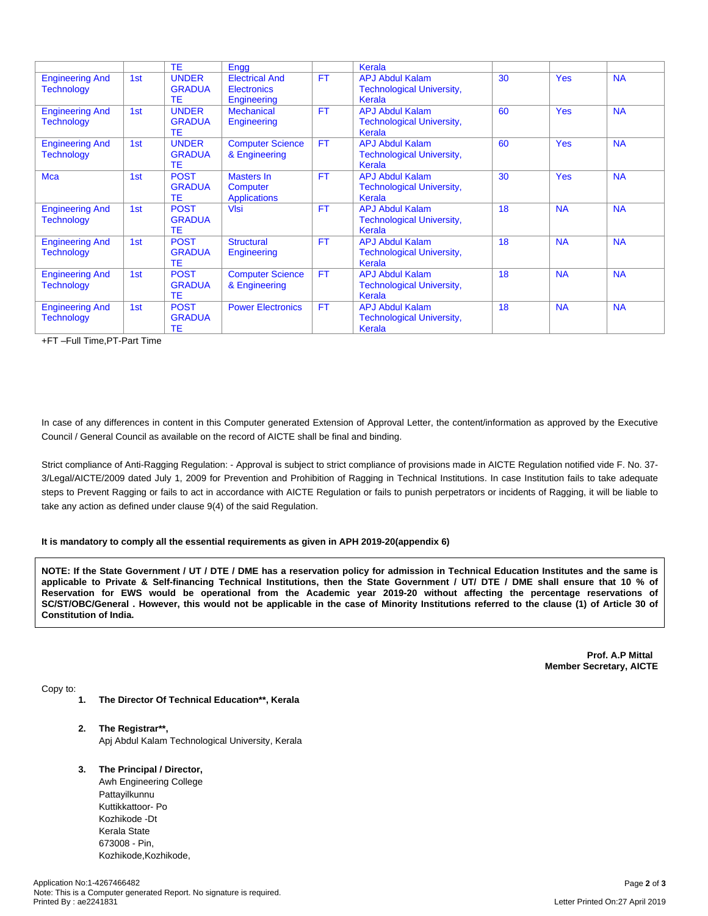| | | | | | | | | |
|---|---|---|---|---|---|---|---|---|
| | | TE | Engg | | Kerala | | | |
| Engineering And Technology | 1st | UNDER GRADUATE | Electrical And Electronics Engineering | FT | APJ Abdul Kalam Technological University, Kerala | 30 | Yes | NA |
| Engineering And Technology | 1st | UNDER GRADUATE | Mechanical Engineering | FT | APJ Abdul Kalam Technological University, Kerala | 60 | Yes | NA |
| Engineering And Technology | 1st | UNDER GRADUATE | Computer Science & Engineering | FT | APJ Abdul Kalam Technological University, Kerala | 60 | Yes | NA |
| Mca | 1st | POST GRADUATE | Masters In Computer Applications | FT | APJ Abdul Kalam Technological University, Kerala | 30 | Yes | NA |
| Engineering And Technology | 1st | POST GRADUATE | Vlsi | FT | APJ Abdul Kalam Technological University, Kerala | 18 | NA | NA |
| Engineering And Technology | 1st | POST GRADUATE | Structural Engineering | FT | APJ Abdul Kalam Technological University, Kerala | 18 | NA | NA |
| Engineering And Technology | 1st | POST GRADUATE | Computer Science & Engineering | FT | APJ Abdul Kalam Technological University, Kerala | 18 | NA | NA |
| Engineering And Technology | 1st | POST GRADUATE | Power Electronics | FT | APJ Abdul Kalam Technological University, Kerala | 18 | NA | NA |

+FT –Full Time,PT-Part Time

In case of any differences in content in this Computer generated Extension of Approval Letter, the content/information as approved by the Executive Council / General Council as available on the record of AICTE shall be final and binding.

Strict compliance of Anti-Ragging Regulation: - Approval is subject to strict compliance of provisions made in AICTE Regulation notified vide F. No. 37-3/Legal/AICTE/2009 dated July 1, 2009 for Prevention and Prohibition of Ragging in Technical Institutions. In case Institution fails to take adequate steps to Prevent Ragging or fails to act in accordance with AICTE Regulation or fails to punish perpetrators or incidents of Ragging, it will be liable to take any action as defined under clause 9(4) of the said Regulation.

**It is mandatory to comply all the essential requirements as given in APH 2019-20(appendix 6)**

**NOTE: If the State Government / UT / DTE / DME has a reservation policy for admission in Technical Education Institutes and the same is applicable to Private & Self-financing Technical Institutions, then the State Government / UT/ DTE / DME shall ensure that 10 % of Reservation for EWS would be operational from the Academic year 2019-20 without affecting the percentage reservations of SC/ST/OBC/General . However, this would not be applicable in the case of Minority Institutions referred to the clause (1) of Article 30 of Constitution of India.**

**Prof. A.P Mittal**
**Member Secretary, AICTE**

Copy to:

1. **The Director Of Technical Education\*\*, Kerala**

2. **The Registrar\*\*,**
   Apj Abdul Kalam Technological University, Kerala

3. **The Principal / Director,**
   Awh Engineering College
   Pattayilkunnu
   Kuttikkattoor- Po
   Kozhikode -Dt
   Kerala State
   673008 - Pin,
   Kozhikode,Kozhikode,

Application No:1-4267466482
Note: This is a Computer generated Report. No signature is required.
Printed By : ae2241831

Letter Printed On:27 April 2019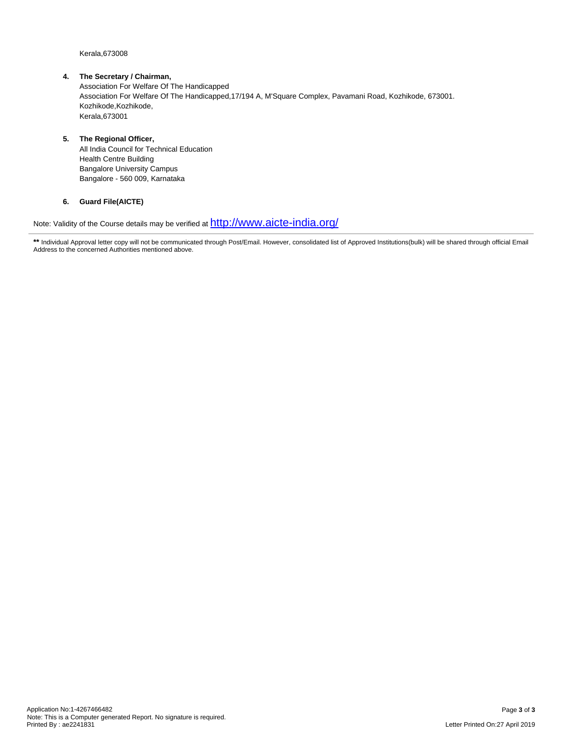Kerala,673008

4. **The Secretary / Chairman,**
   Association For Welfare Of The Handicapped
   Association For Welfare Of The Handicapped,17/194 A, M'Square Complex, Pavamani Road, Kozhikode, 673001.
   Kozhikode,Kozhikode,
   Kerala,673001

5. **The Regional Officer,**
   All India Council for Technical Education
   Health Centre Building
   Bangalore University Campus
   Bangalore - 560 009, Karnataka

6. **Guard File(AICTE)**

Note: Validity of the Course details may be verified at http://www.aicte-india.org/

---

**\*\*** Individual Approval letter copy will not be communicated through Post/Email. However, consolidated list of Approved Institutions(bulk) will be shared through official Email Address to the concerned Authorities mentioned above.

Application No:1-4267466482
Note: This is a Computer generated Report. No signature is required.
Printed By : ae2241831

Letter Printed On:27 April 2019